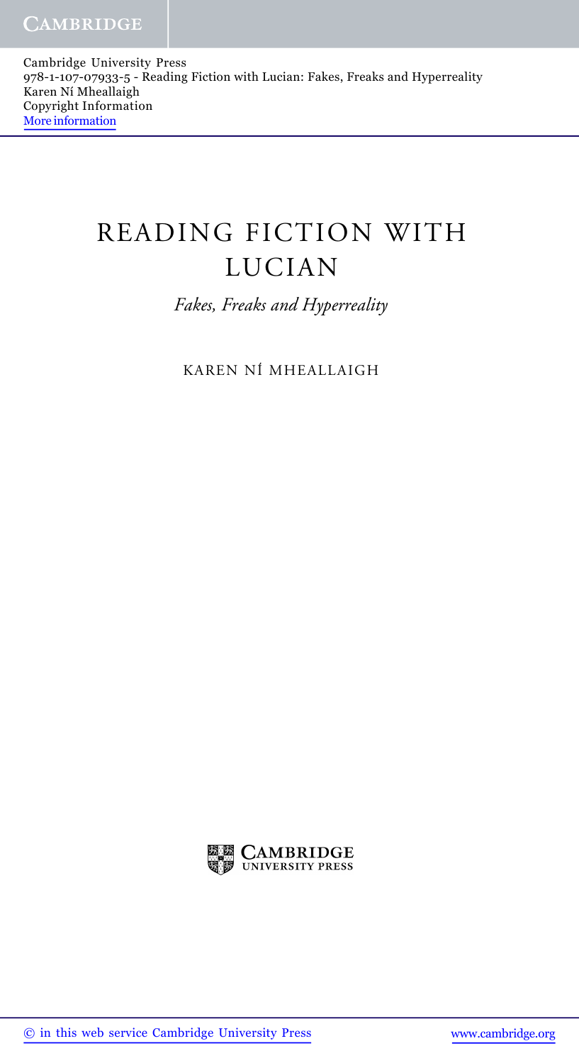# READING FICTION WITH LUCIAN

*Fakes, Freaks and Hyperreality*

KAREN NÍ MHEALLAIGH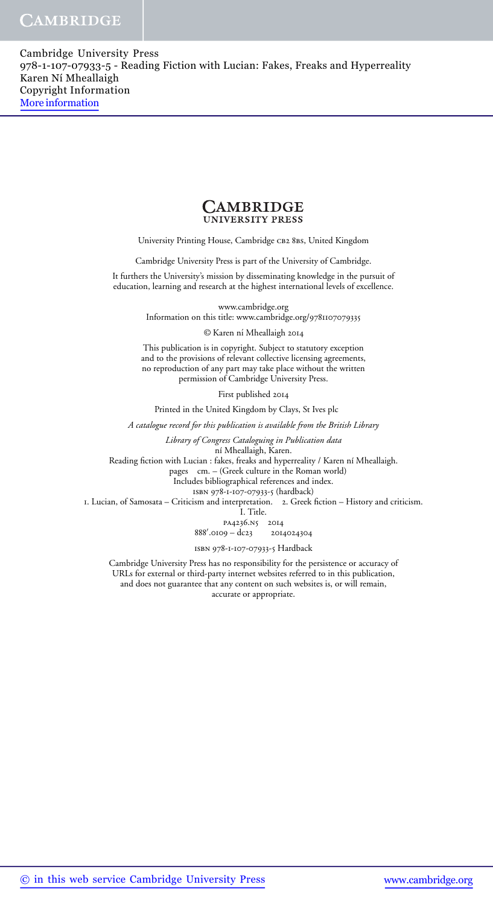Cambridge University Press
978-1-107-07933-5 - Reading Fiction with Lucian: Fakes, Freaks and Hyperreality
Karen Ní Mheallaigh
Copyright Information
More information

CAMBRIDGE
UNIVERSITY PRESS

University Printing House, Cambridge CB2 8BS, United Kingdom

Cambridge University Press is part of the University of Cambridge.

It furthers the University's mission by disseminating knowledge in the pursuit of education, learning and research at the highest international levels of excellence.

www.cambridge.org
Information on this title: www.cambridge.org/9781107079335

© Karen ní Mheallaigh 2014

This publication is in copyright. Subject to statutory exception and to the provisions of relevant collective licensing agreements, no reproduction of any part may take place without the written permission of Cambridge University Press.

First published 2014

Printed in the United Kingdom by Clays, St Ives plc

*A catalogue record for this publication is available from the British Library*

*Library of Congress Cataloguing in Publication data*
ní Mheallaigh, Karen.
Reading fiction with Lucian : fakes, freaks and hyperreality / Karen ní Mheallaigh.
pages cm. – (Greek culture in the Roman world)
Includes bibliographical references and index.
ISBN 978-1-107-07933-5 (hardback)
1. Lucian, of Samosata – Criticism and interpretation. 2. Greek fiction – History and criticism.
I. Title.
PA4236.N5 2014
888′.0109 – dc23 2014024304

ISBN 978-1-107-07933-5 Hardback

Cambridge University Press has no responsibility for the persistence or accuracy of URLs for external or third-party internet websites referred to in this publication, and does not guarantee that any content on such websites is, or will remain, accurate or appropriate.